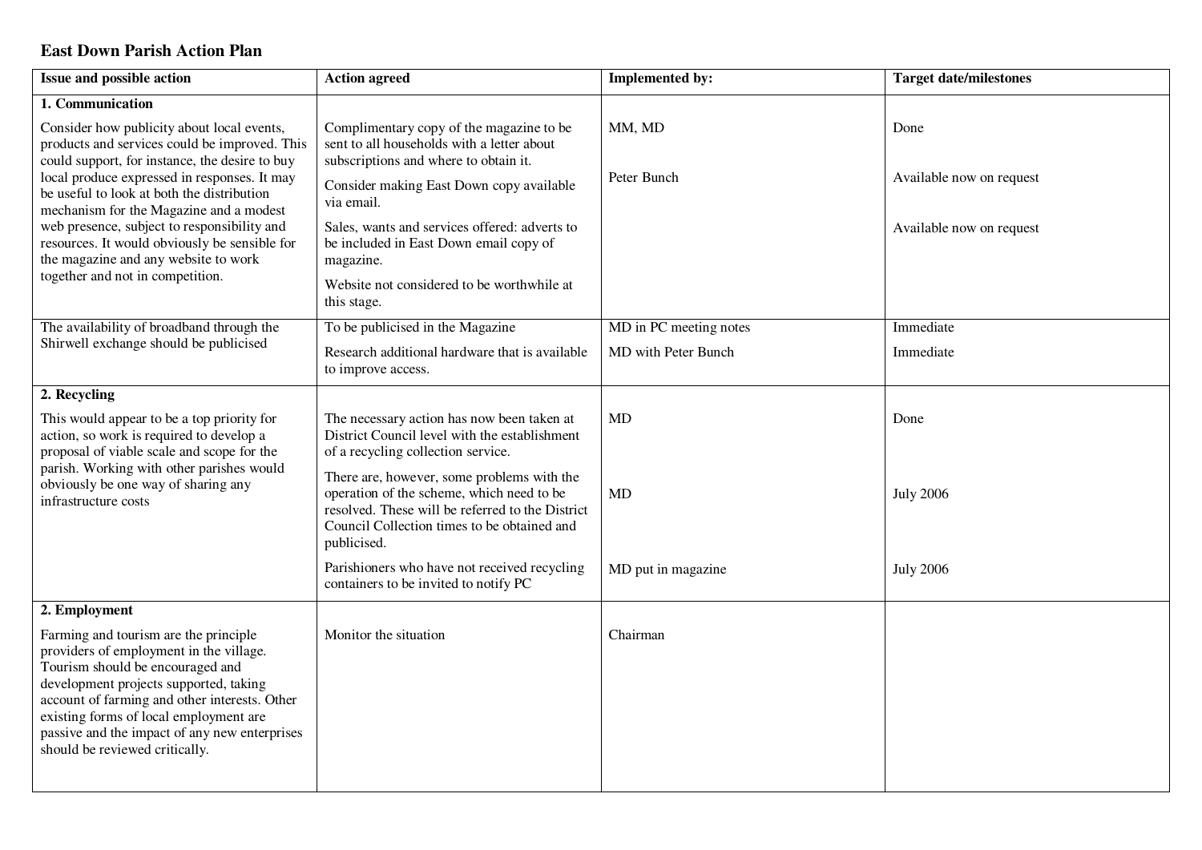# East Down Parish Action Plan

| Issue and possible action | Action agreed | Implemented by: | Target date/milestones |
|---|---|---|---|
| **1. Communication** | | | |
| Consider how publicity about local events, products and services could be improved. This could support, for instance, the desire to buy local produce expressed in responses. It may be useful to look at both the distribution mechanism for the Magazine and a modest web presence, subject to responsibility and resources. It would obviously be sensible for the magazine and any website to work together and not in competition. | Complimentary copy of the magazine to be sent to all households with a letter about subscriptions and where to obtain it. | MM, MD | Done |
| | Consider making East Down copy available via email. | Peter Bunch | Available now on request |
| | Sales, wants and services offered: adverts to be included in East Down email copy of magazine. | | Available now on request |
| | Website not considered to be worthwhile at this stage. | | |
| The availability of broadband through the Shirwell exchange should be publicised | To be publicised in the Magazine | MD in PC meeting notes | Immediate |
| | Research additional hardware that is available to improve access. | MD with Peter Bunch | Immediate |
| **2. Recycling** | | | |
| This would appear to be a top priority for action, so work is required to develop a proposal of viable scale and scope for the parish. Working with other parishes would obviously be one way of sharing any infrastructure costs | The necessary action has now been taken at District Council level with the establishment of a recycling collection service. | MD | Done |
| | There are, however, some problems with the operation of the scheme, which need to be resolved. These will be referred to the District Council Collection times to be obtained and publicised. | MD | July 2006 |
| | Parishioners who have not received recycling containers to be invited to notify PC | MD put in magazine | July 2006 |
| **2. Employment** | | | |
| Farming and tourism are the principle providers of employment in the village. Tourism should be encouraged and development projects supported, taking account of farming and other interests. Other existing forms of local employment are passive and the impact of any new enterprises should be reviewed critically. | Monitor the situation | Chairman | |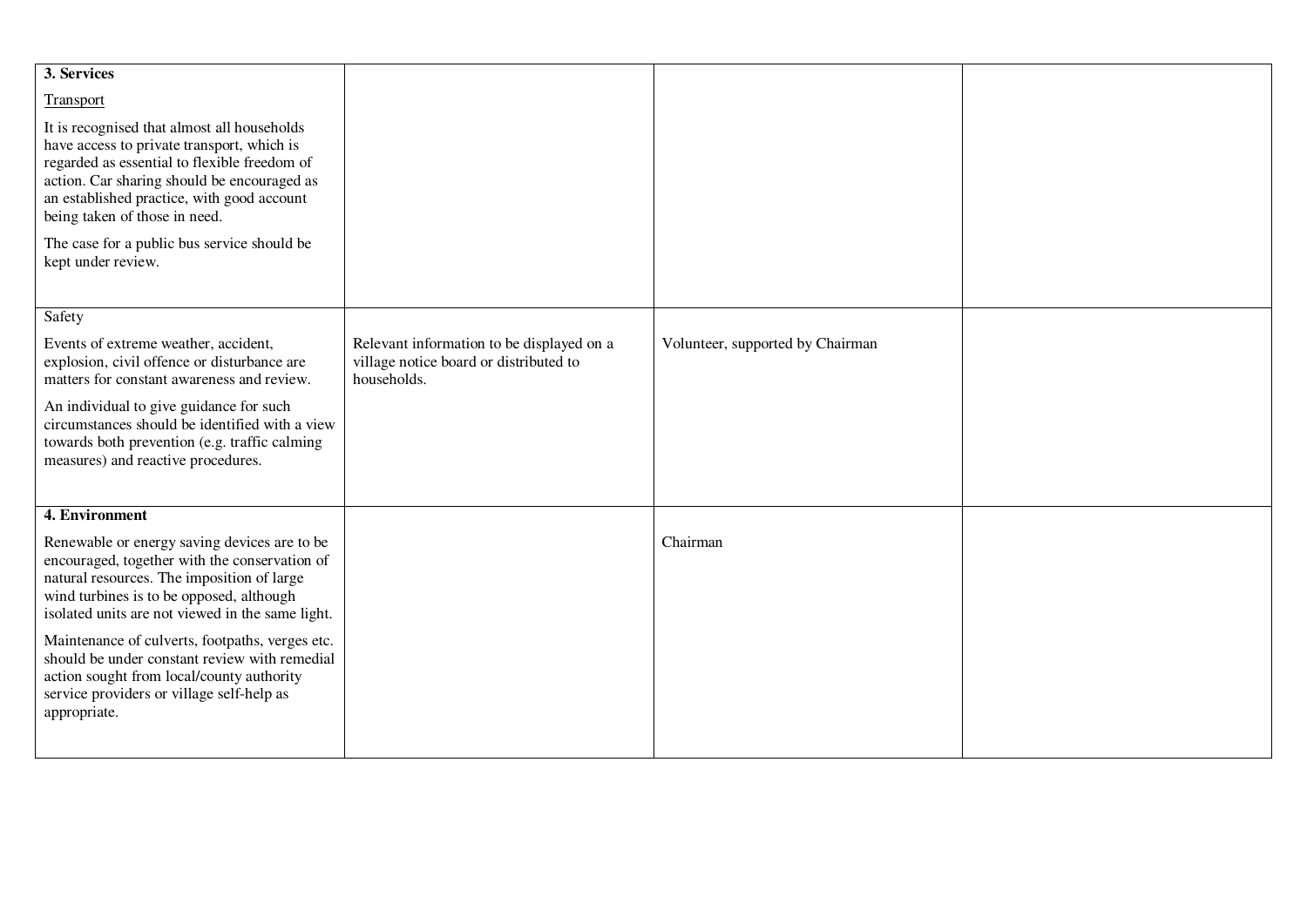| | | | |
|---|---|---|---|
| **3. Services**<br><br>Transport<br><br>It is recognised that almost all households have access to private transport, which is regarded as essential to flexible freedom of action. Car sharing should be encouraged as an established practice, with good account being taken of those in need.<br><br>The case for a public bus service should be kept under review. | | | |
| Safety<br><br>Events of extreme weather, accident, explosion, civil offence or disturbance are matters for constant awareness and review.<br><br>An individual to give guidance for such circumstances should be identified with a view towards both prevention (e.g. traffic calming measures) and reactive procedures. | Relevant information to be displayed on a village notice board or distributed to households. | Volunteer, supported by Chairman | |
| **4. Environment**<br><br>Renewable or energy saving devices are to be encouraged, together with the conservation of natural resources. The imposition of large wind turbines is to be opposed, although isolated units are not viewed in the same light.<br><br>Maintenance of culverts, footpaths, verges etc. should be under constant review with remedial action sought from local/county authority service providers or village self-help as appropriate. | | Chairman | |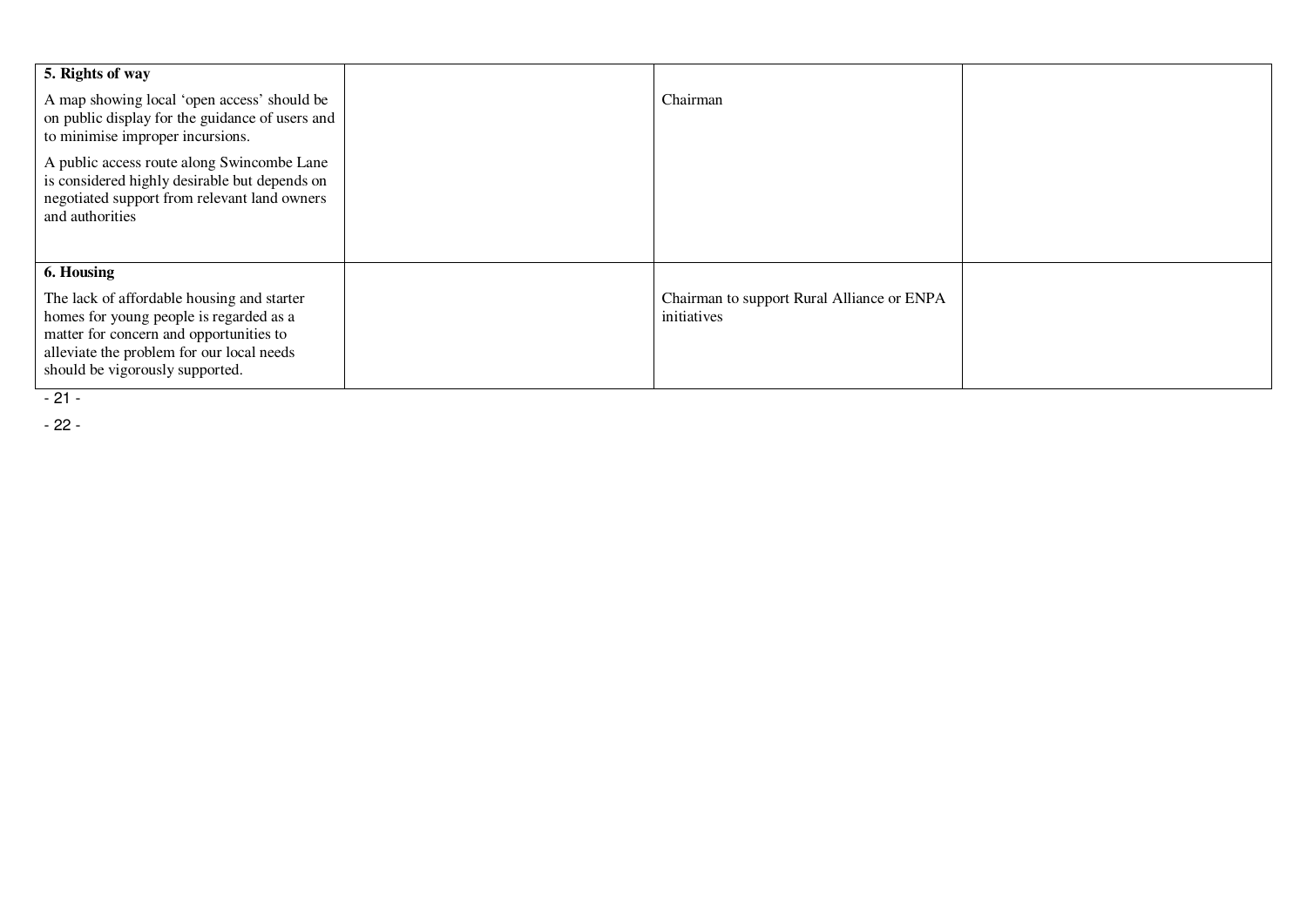| | | | |
|---|---|---|---|
| **5. Rights of way**<br>A map showing local 'open access' should be on public display for the guidance of users and to minimise improper incursions.<br>A public access route along Swincombe Lane is considered highly desirable but depends on negotiated support from relevant land owners and authorities | | Chairman | |
| **6. Housing**<br>The lack of affordable housing and starter homes for young people is regarded as a matter for concern and opportunities to alleviate the problem for our local needs should be vigorously supported. | | Chairman to support Rural Alliance or ENPA initiatives | |